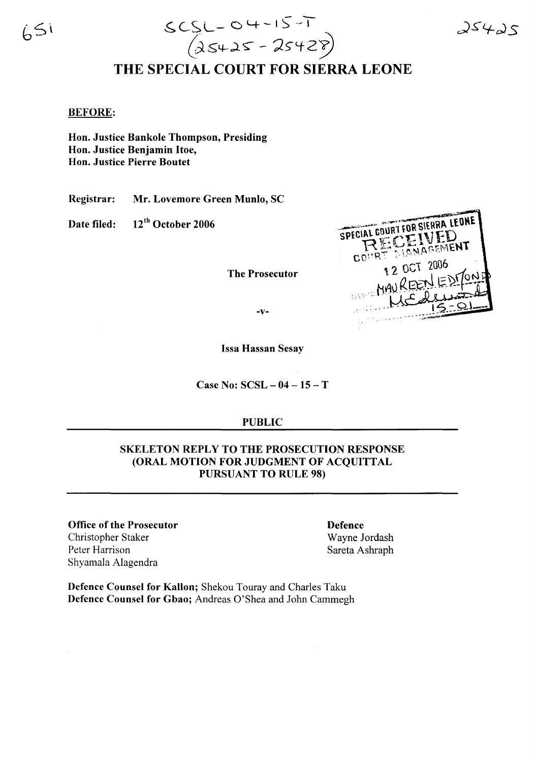651

SCSL-04-15-T
(25425 - 25428)

25425

# THE SPECIAL COURT FOR SIERRA LEONE

**BEFORE:**

**Hon. Justice Bankole Thompson, Presiding**
**Hon. Justice Benjamin Itoe,**
**Hon. Justice Pierre Boutet**

**Registrar:** **Mr. Lovemore Green Munlo, SC**

**Date filed:** **12th October 2006**

SPECIAL COURT FOR SIERRA LEONE
RECEIVED
COURT MANAGEMENT
12 OCT 2006
MAUREEN EDMONDS
15:01

**The Prosecutor**

**-v-**

**Issa Hassan Sesay**

**Case No: SCSL – 04 – 15 – T**

**PUBLIC**

---

**SKELETON REPLY TO THE PROSECUTION RESPONSE (ORAL MOTION FOR JUDGMENT OF ACQUITTAL PURSUANT TO RULE 98)**

---

**Office of the Prosecutor**
Christopher Staker
Peter Harrison
Shyamala Alagendra

**Defence**
Wayne Jordash
Sareta Ashraph

**Defence Counsel for Kallon;** Shekou Touray and Charles Taku
**Defence Counsel for Gbao;** Andreas O'Shea and John Cammegh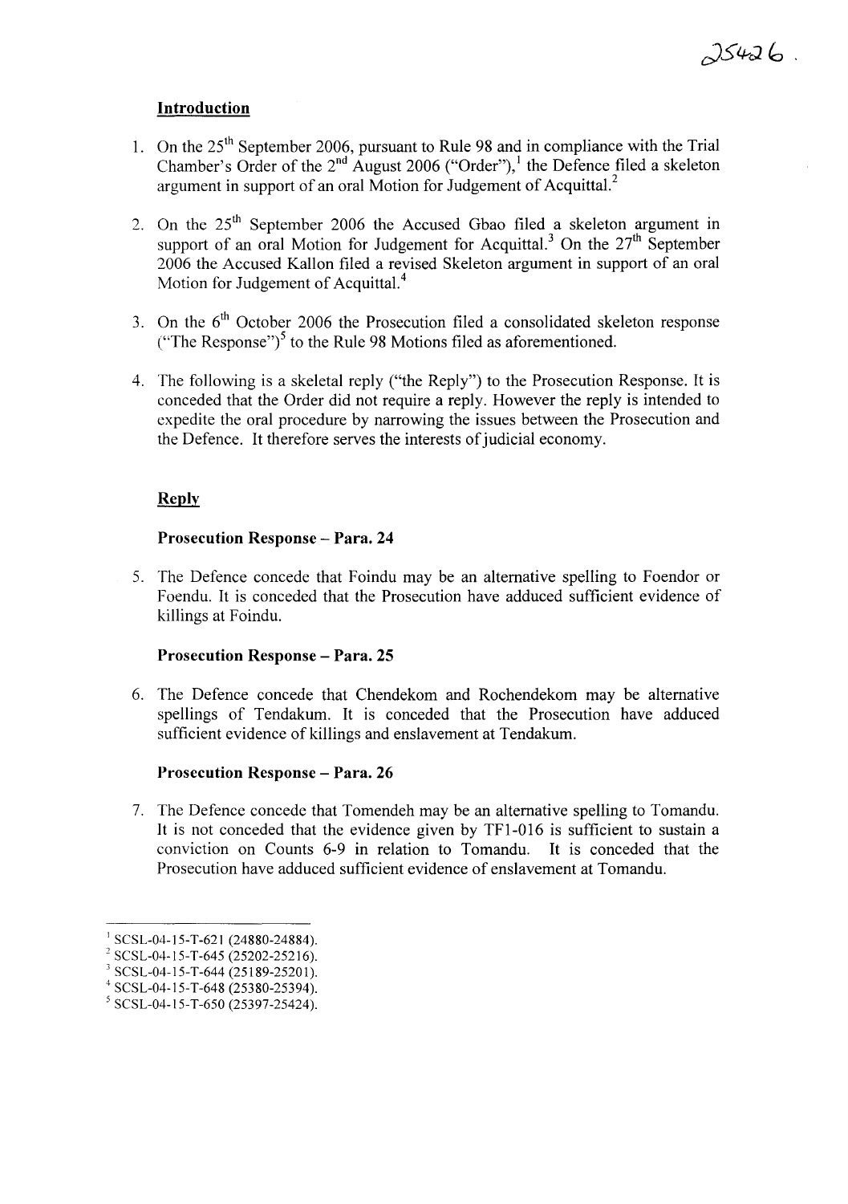## Introduction

1. On the 25th September 2006, pursuant to Rule 98 and in compliance with the Trial Chamber's Order of the 2nd August 2006 ("Order"),[1] the Defence filed a skeleton argument in support of an oral Motion for Judgement of Acquittal.[2]

2. On the 25th September 2006 the Accused Gbao filed a skeleton argument in support of an oral Motion for Judgement for Acquittal.[3] On the 27th September 2006 the Accused Kallon filed a revised Skeleton argument in support of an oral Motion for Judgement of Acquittal.[4]

3. On the 6th October 2006 the Prosecution filed a consolidated skeleton response ("The Response")[5] to the Rule 98 Motions filed as aforementioned.

4. The following is a skeletal reply ("the Reply") to the Prosecution Response. It is conceded that the Order did not require a reply. However the reply is intended to expedite the oral procedure by narrowing the issues between the Prosecution and the Defence. It therefore serves the interests of judicial economy.

## Reply

### Prosecution Response – Para. 24

5. The Defence concede that Foindu may be an alternative spelling to Foendor or Foendu. It is conceded that the Prosecution have adduced sufficient evidence of killings at Foindu.

### Prosecution Response – Para. 25

6. The Defence concede that Chendekom and Rochendekom may be alternative spellings of Tendakum. It is conceded that the Prosecution have adduced sufficient evidence of killings and enslavement at Tendakum.

### Prosecution Response – Para. 26

7. The Defence concede that Tomendeh may be an alternative spelling to Tomandu. It is not conceded that the evidence given by TF1-016 is sufficient to sustain a conviction on Counts 6-9 in relation to Tomandu. It is conceded that the Prosecution have adduced sufficient evidence of enslavement at Tomandu.

---

[1] SCSL-04-15-T-621 (24880-24884).

[2] SCSL-04-15-T-645 (25202-25216).

[3] SCSL-04-15-T-644 (25189-25201).

[4] SCSL-04-15-T-648 (25380-25394).

[5] SCSL-04-15-T-650 (25397-25424).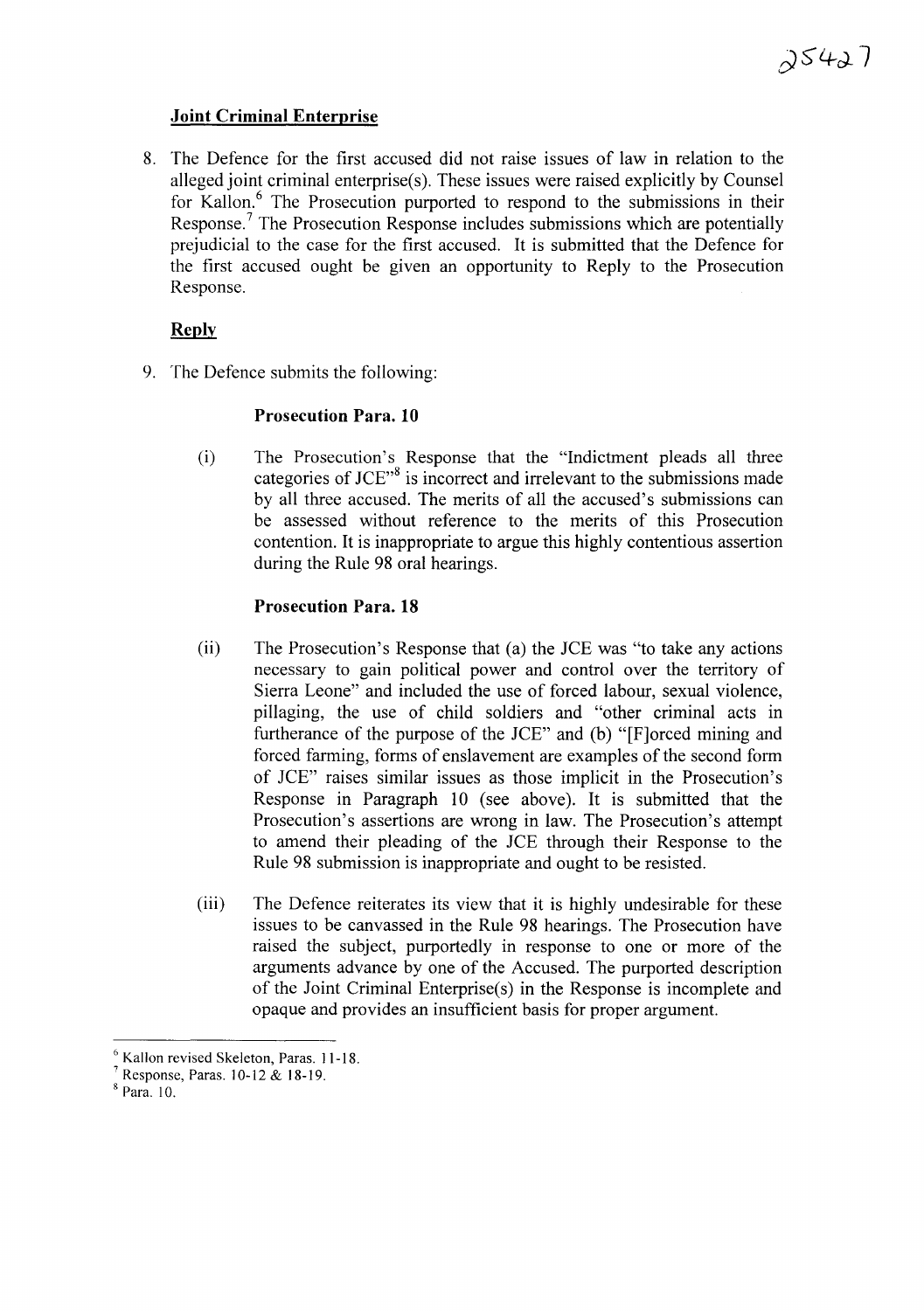## Joint Criminal Enterprise

8. The Defence for the first accused did not raise issues of law in relation to the alleged joint criminal enterprise(s). These issues were raised explicitly by Counsel for Kallon.[6] The Prosecution purported to respond to the submissions in their Response.[7] The Prosecution Response includes submissions which are potentially prejudicial to the case for the first accused. It is submitted that the Defence for the first accused ought be given an opportunity to Reply to the Prosecution Response.

## Reply

9. The Defence submits the following:

**Prosecution Para. 10**

(i) The Prosecution's Response that the "Indictment pleads all three categories of JCE"[8] is incorrect and irrelevant to the submissions made by all three accused. The merits of all the accused's submissions can be assessed without reference to the merits of this Prosecution contention. It is inappropriate to argue this highly contentious assertion during the Rule 98 oral hearings.

**Prosecution Para. 18**

(ii) The Prosecution's Response that (a) the JCE was "to take any actions necessary to gain political power and control over the territory of Sierra Leone" and included the use of forced labour, sexual violence, pillaging, the use of child soldiers and "other criminal acts in furtherance of the purpose of the JCE" and (b) "[F]orced mining and forced farming, forms of enslavement are examples of the second form of JCE" raises similar issues as those implicit in the Prosecution's Response in Paragraph 10 (see above). It is submitted that the Prosecution's assertions are wrong in law. The Prosecution's attempt to amend their pleading of the JCE through their Response to the Rule 98 submission is inappropriate and ought to be resisted.

(iii) The Defence reiterates its view that it is highly undesirable for these issues to be canvassed in the Rule 98 hearings. The Prosecution have raised the subject, purportedly in response to one or more of the arguments advance by one of the Accused. The purported description of the Joint Criminal Enterprise(s) in the Response is incomplete and opaque and provides an insufficient basis for proper argument.

---

[6] Kallon revised Skeleton, Paras. 11-18.

[7] Response, Paras. 10-12 & 18-19.

[8] Para. 10.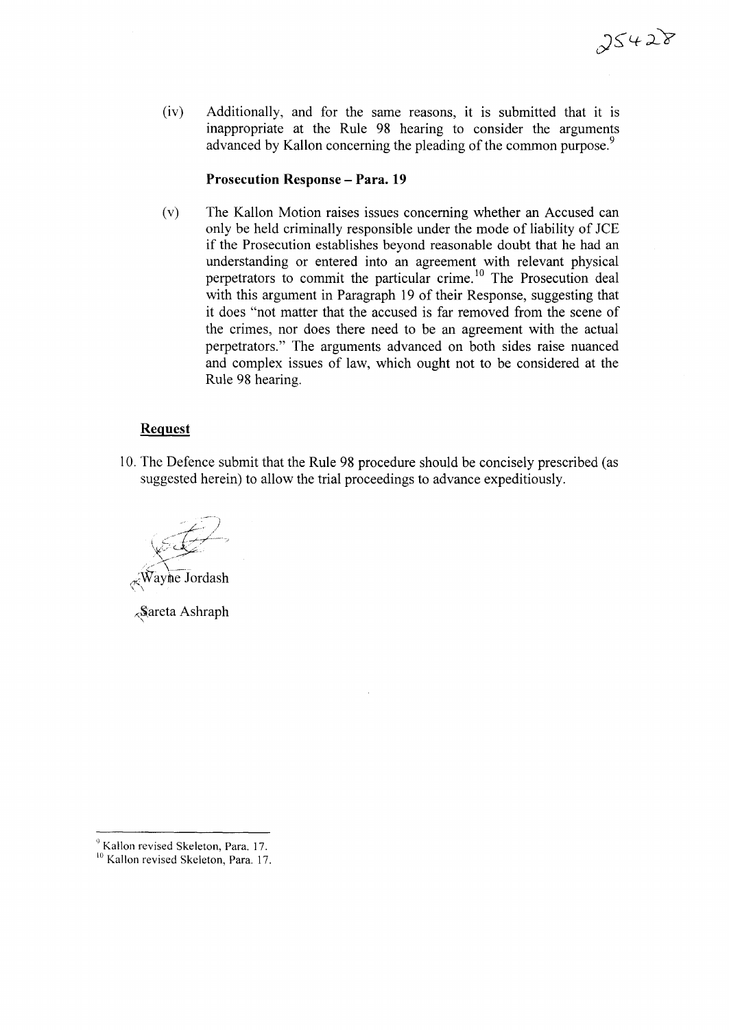(iv) Additionally, and for the same reasons, it is submitted that it is inappropriate at the Rule 98 hearing to consider the arguments advanced by Kallon concerning the pleading of the common purpose.[9]

**Prosecution Response – Para. 19**

(v) The Kallon Motion raises issues concerning whether an Accused can only be held criminally responsible under the mode of liability of JCE if the Prosecution establishes beyond reasonable doubt that he had an understanding or entered into an agreement with relevant physical perpetrators to commit the particular crime.[10] The Prosecution deal with this argument in Paragraph 19 of their Response, suggesting that it does "not matter that the accused is far removed from the scene of the crimes, nor does there need to be an agreement with the actual perpetrators." The arguments advanced on both sides raise nuanced and complex issues of law, which ought not to be considered at the Rule 98 hearing.

**Request**

10. The Defence submit that the Rule 98 procedure should be concisely prescribed (as suggested herein) to allow the trial proceedings to advance expeditiously.

Wayne Jordash

Sareta Ashraph

---

[9] Kallon revised Skeleton, Para. 17.

[10] Kallon revised Skeleton, Para. 17.